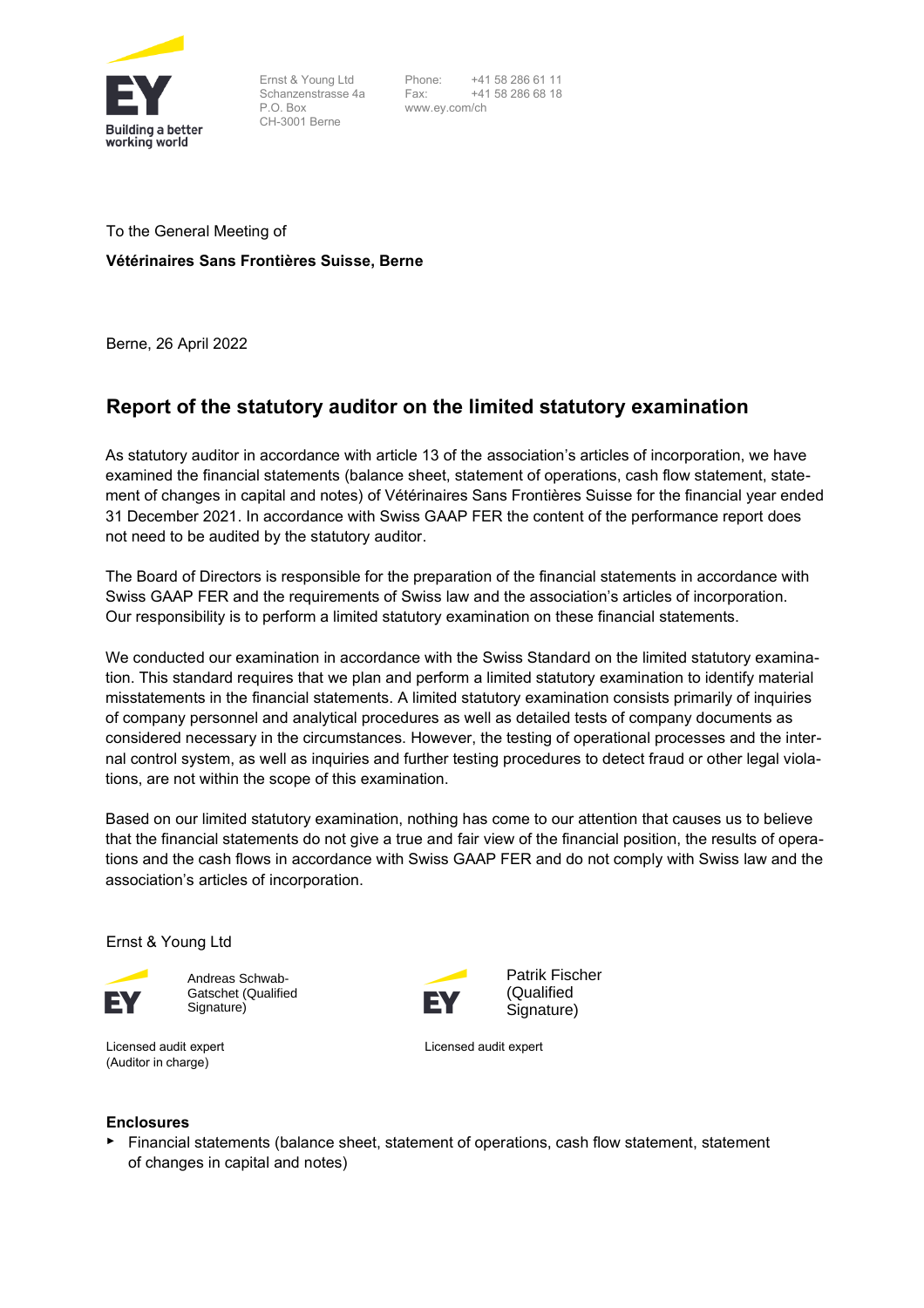Ernst & Young Ltd
Schanzenstrasse 4a
P.O. Box
CH-3001 Berne

Phone: +41 58 286 61 11
Fax: +41 58 286 68 18
www.ey.com/ch

To the General Meeting of

**Vétérinaires Sans Frontières Suisse, Berne**

Berne, 26 April 2022

## Report of the statutory auditor on the limited statutory examination

As statutory auditor in accordance with article 13 of the association's articles of incorporation, we have examined the financial statements (balance sheet, statement of operations, cash flow statement, statement of changes in capital and notes) of Vétérinaires Sans Frontières Suisse for the financial year ended 31 December 2021. In accordance with Swiss GAAP FER the content of the performance report does not need to be audited by the statutory auditor.

The Board of Directors is responsible for the preparation of the financial statements in accordance with Swiss GAAP FER and the requirements of Swiss law and the association's articles of incorporation. Our responsibility is to perform a limited statutory examination on these financial statements.

We conducted our examination in accordance with the Swiss Standard on the limited statutory examination. This standard requires that we plan and perform a limited statutory examination to identify material misstatements in the financial statements. A limited statutory examination consists primarily of inquiries of company personnel and analytical procedures as well as detailed tests of company documents as considered necessary in the circumstances. However, the testing of operational processes and the internal control system, as well as inquiries and further testing procedures to detect fraud or other legal violations, are not within the scope of this examination.

Based on our limited statutory examination, nothing has come to our attention that causes us to believe that the financial statements do not give a true and fair view of the financial position, the results of operations and the cash flows in accordance with Swiss GAAP FER and do not comply with Swiss law and the association's articles of incorporation.

Ernst & Young Ltd

Andreas Schwab-Gatschet (Qualified Signature)
Licensed audit expert
(Auditor in charge)

Patrik Fischer (Qualified Signature)
Licensed audit expert

**Enclosures**

- Financial statements (balance sheet, statement of operations, cash flow statement, statement of changes in capital and notes)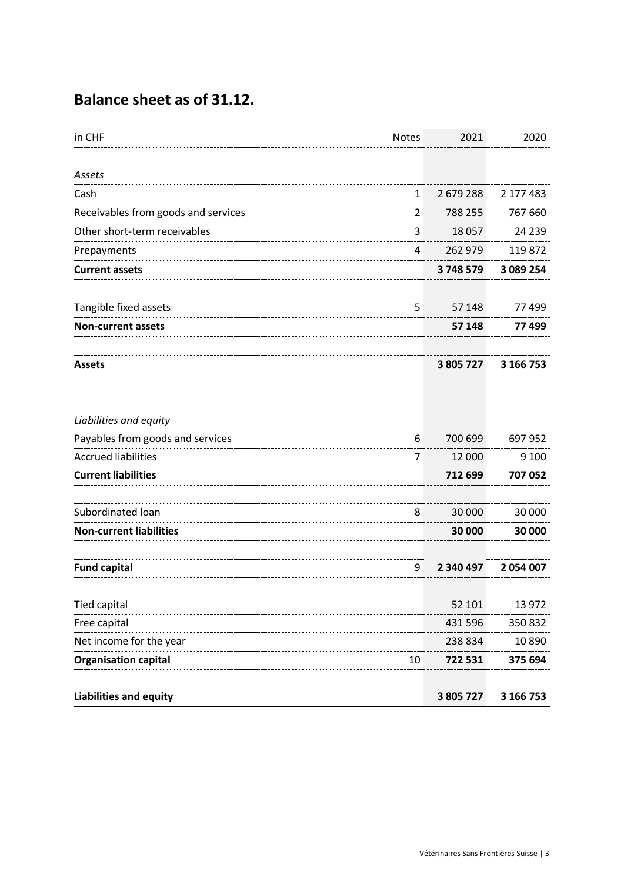## Balance sheet as of 31.12.

| in CHF | Notes | 2021 | 2020 |
|---|---|---|---|
| *Assets* | | | |
| Cash | 1 | 2 679 288 | 2 177 483 |
| Receivables from goods and services | 2 | 788 255 | 767 660 |
| Other short-term receivables | 3 | 18 057 | 24 239 |
| Prepayments | 4 | 262 979 | 119 872 |
| **Current assets** | | **3 748 579** | **3 089 254** |
| Tangible fixed assets | 5 | 57 148 | 77 499 |
| **Non-current assets** | | **57 148** | **77 499** |
| **Assets** | | **3 805 727** | **3 166 753** |
| *Liabilities and equity* | | | |
| Payables from goods and services | 6 | 700 699 | 697 952 |
| Accrued liabilities | 7 | 12 000 | 9 100 |
| **Current liabilities** | | **712 699** | **707 052** |
| Subordinated loan | 8 | 30 000 | 30 000 |
| **Non-current liabilities** | | **30 000** | **30 000** |
| **Fund capital** | 9 | **2 340 497** | **2 054 007** |
| Tied capital | | 52 101 | 13 972 |
| Free capital | | 431 596 | 350 832 |
| Net income for the year | | 238 834 | 10 890 |
| **Organisation capital** | 10 | **722 531** | **375 694** |
| **Liabilities and equity** | | **3 805 727** | **3 166 753** |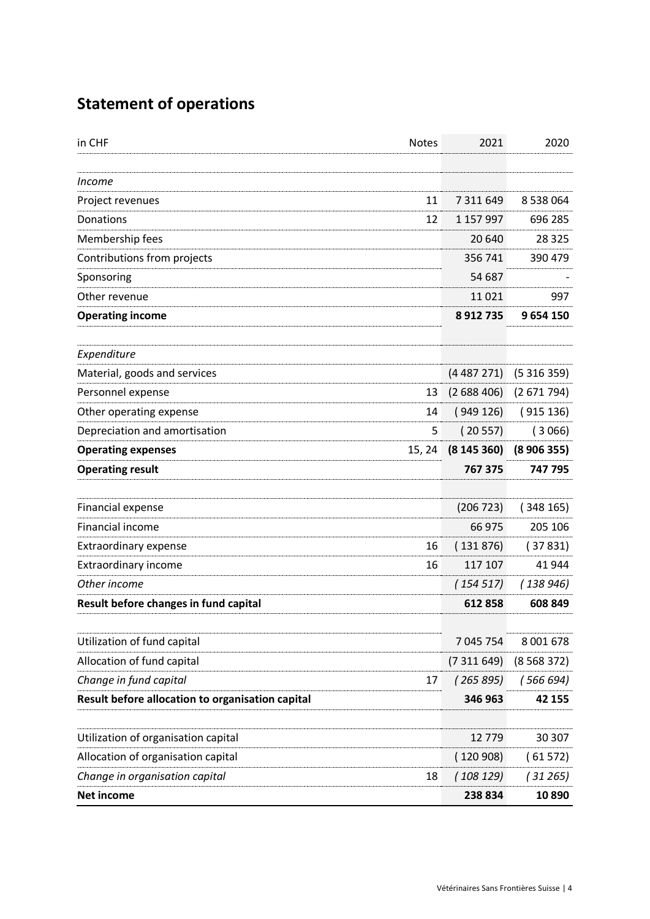# Statement of operations

| in CHF | Notes | 2021 | 2020 |
|---|---|---|---|
| *Income* | | | |
| Project revenues | 11 | 7 311 649 | 8 538 064 |
| Donations | 12 | 1 157 997 | 696 285 |
| Membership fees | | 20 640 | 28 325 |
| Contributions from projects | | 356 741 | 390 479 |
| Sponsoring | | 54 687 | - |
| Other revenue | | 11 021 | 997 |
| **Operating income** | | **8 912 735** | **9 654 150** |
| *Expenditure* | | | |
| Material, goods and services | | (4 487 271) | (5 316 359) |
| Personnel expense | 13 | (2 688 406) | (2 671 794) |
| Other operating expense | 14 | ( 949 126) | ( 915 136) |
| Depreciation and amortisation | 5 | ( 20 557) | ( 3 066) |
| **Operating expenses** | 15, 24 | **(8 145 360)** | **(8 906 355)** |
| **Operating result** | | **767 375** | **747 795** |
| Financial expense | | (206 723) | ( 348 165) |
| Financial income | | 66 975 | 205 106 |
| Extraordinary expense | 16 | ( 131 876) | ( 37 831) |
| Extraordinary income | 16 | 117 107 | 41 944 |
| *Other income* | | *( 154 517)* | *( 138 946)* |
| **Result before changes in fund capital** | | **612 858** | **608 849** |
| Utilization of fund capital | | 7 045 754 | 8 001 678 |
| Allocation of fund capital | | (7 311 649) | (8 568 372) |
| *Change in fund capital* | 17 | *( 265 895)* | *( 566 694)* |
| **Result before allocation to organisation capital** | | **346 963** | **42 155** |
| Utilization of organisation capital | | 12 779 | 30 307 |
| Allocation of organisation capital | | ( 120 908) | ( 61 572) |
| *Change in organisation capital* | 18 | *( 108 129)* | *( 31 265)* |
| **Net income** | | **238 834** | **10 890** |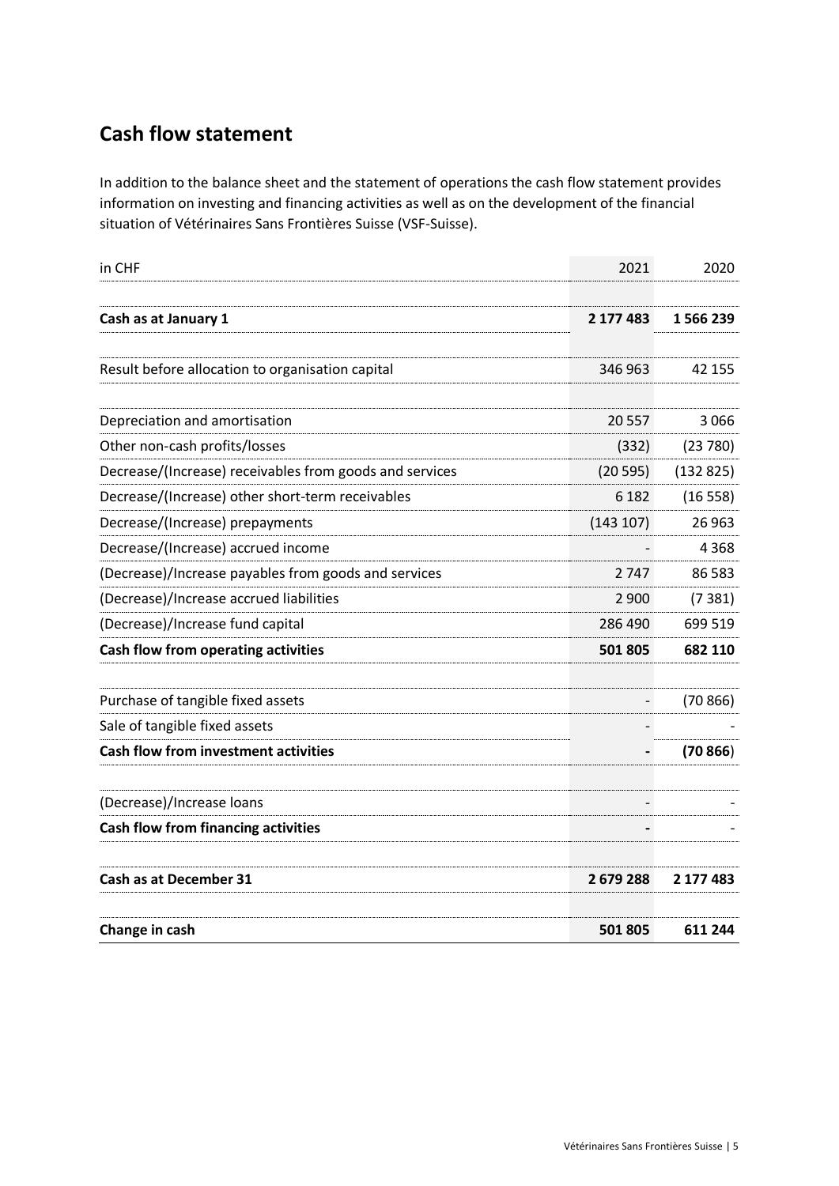## Cash flow statement

In addition to the balance sheet and the statement of operations the cash flow statement provides information on investing and financing activities as well as on the development of the financial situation of Vétérinaires Sans Frontières Suisse (VSF-Suisse).

| in CHF | 2021 | 2020 |
|---|---|---|
| | | |
| **Cash as at January 1** | **2 177 483** | **1 566 239** |
| | | |
| Result before allocation to organisation capital | 346 963 | 42 155 |
| | | |
| Depreciation and amortisation | 20 557 | 3 066 |
| Other non-cash profits/losses | (332) | (23 780) |
| Decrease/(Increase) receivables from goods and services | (20 595) | (132 825) |
| Decrease/(Increase) other short-term receivables | 6 182 | (16 558) |
| Decrease/(Increase) prepayments | (143 107) | 26 963 |
| Decrease/(Increase) accrued income | - | 4 368 |
| (Decrease)/Increase payables from goods and services | 2 747 | 86 583 |
| (Decrease)/Increase accrued liabilities | 2 900 | (7 381) |
| (Decrease)/Increase fund capital | 286 490 | 699 519 |
| **Cash flow from operating activities** | **501 805** | **682 110** |
| | | |
| Purchase of tangible fixed assets | - | (70 866) |
| Sale of tangible fixed assets | - | - |
| **Cash flow from investment activities** | **-** | **(70 866)** |
| | | |
| (Decrease)/Increase loans | - | - |
| **Cash flow from financing activities** | **-** | - |
| | | |
| **Cash as at December 31** | **2 679 288** | **2 177 483** |
| | | |
| **Change in cash** | **501 805** | **611 244** |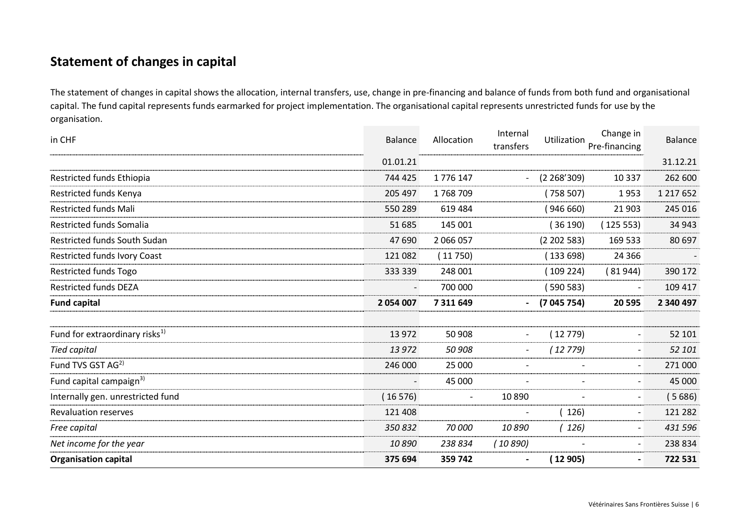## Statement of changes in capital

The statement of changes in capital shows the allocation, internal transfers, use, change in pre-financing and balance of funds from both fund and organisational capital. The fund capital represents funds earmarked for project implementation. The organisational capital represents unrestricted funds for use by the organisation.

| in CHF | Balance | Allocation | Internal transfers | Utilization | Change in Pre-financing | Balance |
|---|---|---|---|---|---|---|
| | 01.01.21 | | | | | 31.12.21 |
| Restricted funds Ethiopia | 744 425 | 1 776 147 | - | (2 268'309) | 10 337 | 262 600 |
| Restricted funds Kenya | 205 497 | 1 768 709 | | ( 758 507) | 1 953 | 1 217 652 |
| Restricted funds Mali | 550 289 | 619 484 | | ( 946 660) | 21 903 | 245 016 |
| Restricted funds Somalia | 51 685 | 145 001 | | ( 36 190) | ( 125 553) | 34 943 |
| Restricted funds South Sudan | 47 690 | 2 066 057 | | (2 202 583) | 169 533 | 80 697 |
| Restricted funds Ivory Coast | 121 082 | ( 11 750) | | ( 133 698) | 24 366 | - |
| Restricted funds Togo | 333 339 | 248 001 | | ( 109 224) | ( 81 944) | 390 172 |
| Restricted funds DEZA | - | 700 000 | | ( 590 583) | - | 109 417 |
| **Fund capital** | **2 054 007** | **7 311 649** | **-** | **(7 045 754)** | **20 595** | **2 340 497** |
| | | | | | | |
| Fund for extraordinary risks[1)] | 13 972 | 50 908 | - | ( 12 779) | - | 52 101 |
| *Tied capital* | *13 972* | *50 908* | *-* | *( 12 779)* | *-* | *52 101* |
| Fund TVS GST AG[2)] | 246 000 | 25 000 | - | - | - | 271 000 |
| Fund capital campaign[3)] | - | 45 000 | - | - | - | 45 000 |
| Internally gen. unrestricted fund | ( 16 576) | - | 10 890 | - | - | ( 5 686) |
| Revaluation reserves | 121 408 | | - | ( 126) | - | 121 282 |
| *Free capital* | *350 832* | *70 000* | *10 890* | *( 126)* | *-* | *431 596* |
| *Net income for the year* | *10 890* | *238 834* | *( 10 890)* | *-* | *-* | *238 834* |
| **Organisation capital** | **375 694** | **359 742** | **-** | **( 12 905)** | **-** | **722 531** |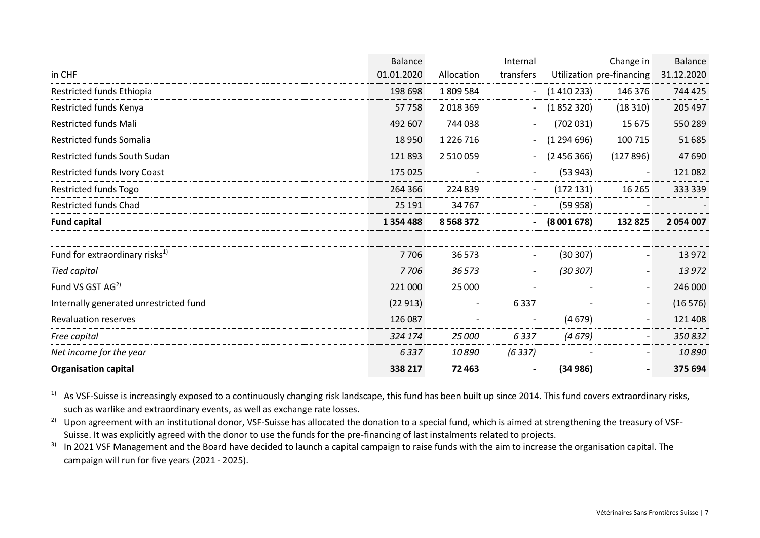| in CHF | Balance 01.01.2020 | Allocation | Internal transfers | Utilization | Change in pre-financing | Balance 31.12.2020 |
|---|---|---|---|---|---|---|
| Restricted funds Ethiopia | 198 698 | 1 809 584 | - | (1 410 233) | 146 376 | 744 425 |
| Restricted funds Kenya | 57 758 | 2 018 369 | - | (1 852 320) | (18 310) | 205 497 |
| Restricted funds Mali | 492 607 | 744 038 | - | (702 031) | 15 675 | 550 289 |
| Restricted funds Somalia | 18 950 | 1 226 716 | - | (1 294 696) | 100 715 | 51 685 |
| Restricted funds South Sudan | 121 893 | 2 510 059 | - | (2 456 366) | (127 896) | 47 690 |
| Restricted funds Ivory Coast | 175 025 | - | - | (53 943) | - | 121 082 |
| Restricted funds Togo | 264 366 | 224 839 | - | (172 131) | 16 265 | 333 339 |
| Restricted funds Chad | 25 191 | 34 767 | - | (59 958) | - | - |
| **Fund capital** | **1 354 488** | **8 568 372** | **-** | **(8 001 678)** | **132 825** | **2 054 007** |
| | | | | | | |
| Fund for extraordinary risks[1] | 7 706 | 36 573 | - | (30 307) | - | 13 972 |
| *Tied capital* | *7 706* | *36 573* | - | *(30 307)* | - | *13 972* |
| Fund VS GST AG[2] | 221 000 | 25 000 | - | - | - | 246 000 |
| Internally generated unrestricted fund | (22 913) | - | 6 337 | - | - | (16 576) |
| Revaluation reserves | 126 087 | - | - | (4 679) | - | 121 408 |
| *Free capital* | *324 174* | *25 000* | *6 337* | *(4 679)* | - | *350 832* |
| *Net income for the year* | *6 337* | *10 890* | *(6 337)* | - | - | *10 890* |
| **Organisation capital** | **338 217** | **72 463** | **-** | **(34 986)** | **-** | **375 694** |

[1] As VSF-Suisse is increasingly exposed to a continuously changing risk landscape, this fund has been built up since 2014. This fund covers extraordinary risks, such as warlike and extraordinary events, as well as exchange rate losses.

[2] Upon agreement with an institutional donor, VSF-Suisse has allocated the donation to a special fund, which is aimed at strengthening the treasury of VSF-Suisse. It was explicitly agreed with the donor to use the funds for the pre-financing of last instalments related to projects.

[3] In 2021 VSF Management and the Board have decided to launch a capital campaign to raise funds with the aim to increase the organisation capital. The campaign will run for five years (2021 - 2025).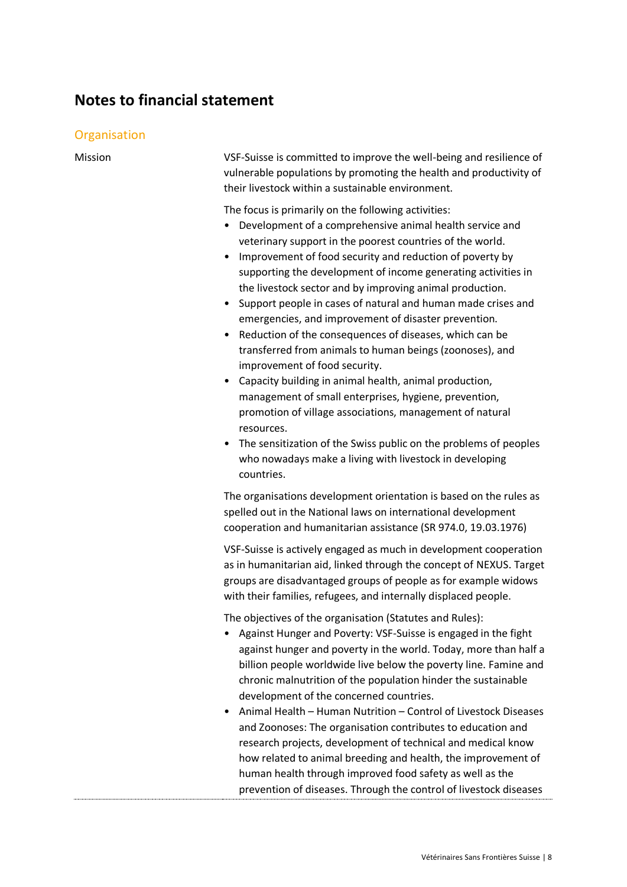# Notes to financial statement

## Organisation

**Mission**

VSF-Suisse is committed to improve the well-being and resilience of vulnerable populations by promoting the health and productivity of their livestock within a sustainable environment.

The focus is primarily on the following activities:

- Development of a comprehensive animal health service and veterinary support in the poorest countries of the world.
- Improvement of food security and reduction of poverty by supporting the development of income generating activities in the livestock sector and by improving animal production.
- Support people in cases of natural and human made crises and emergencies, and improvement of disaster prevention.
- Reduction of the consequences of diseases, which can be transferred from animals to human beings (zoonoses), and improvement of food security.
- Capacity building in animal health, animal production, management of small enterprises, hygiene, prevention, promotion of village associations, management of natural resources.
- The sensitization of the Swiss public on the problems of peoples who nowadays make a living with livestock in developing countries.

The organisations development orientation is based on the rules as spelled out in the National laws on international development cooperation and humanitarian assistance (SR 974.0, 19.03.1976)

VSF-Suisse is actively engaged as much in development cooperation as in humanitarian aid, linked through the concept of NEXUS. Target groups are disadvantaged groups of people as for example widows with their families, refugees, and internally displaced people.

The objectives of the organisation (Statutes and Rules):

- Against Hunger and Poverty: VSF-Suisse is engaged in the fight against hunger and poverty in the world. Today, more than half a billion people worldwide live below the poverty line. Famine and chronic malnutrition of the population hinder the sustainable development of the concerned countries.
- Animal Health – Human Nutrition – Control of Livestock Diseases and Zoonoses: The organisation contributes to education and research projects, development of technical and medical know how related to animal breeding and health, the improvement of human health through improved food safety as well as the prevention of diseases. Through the control of livestock diseases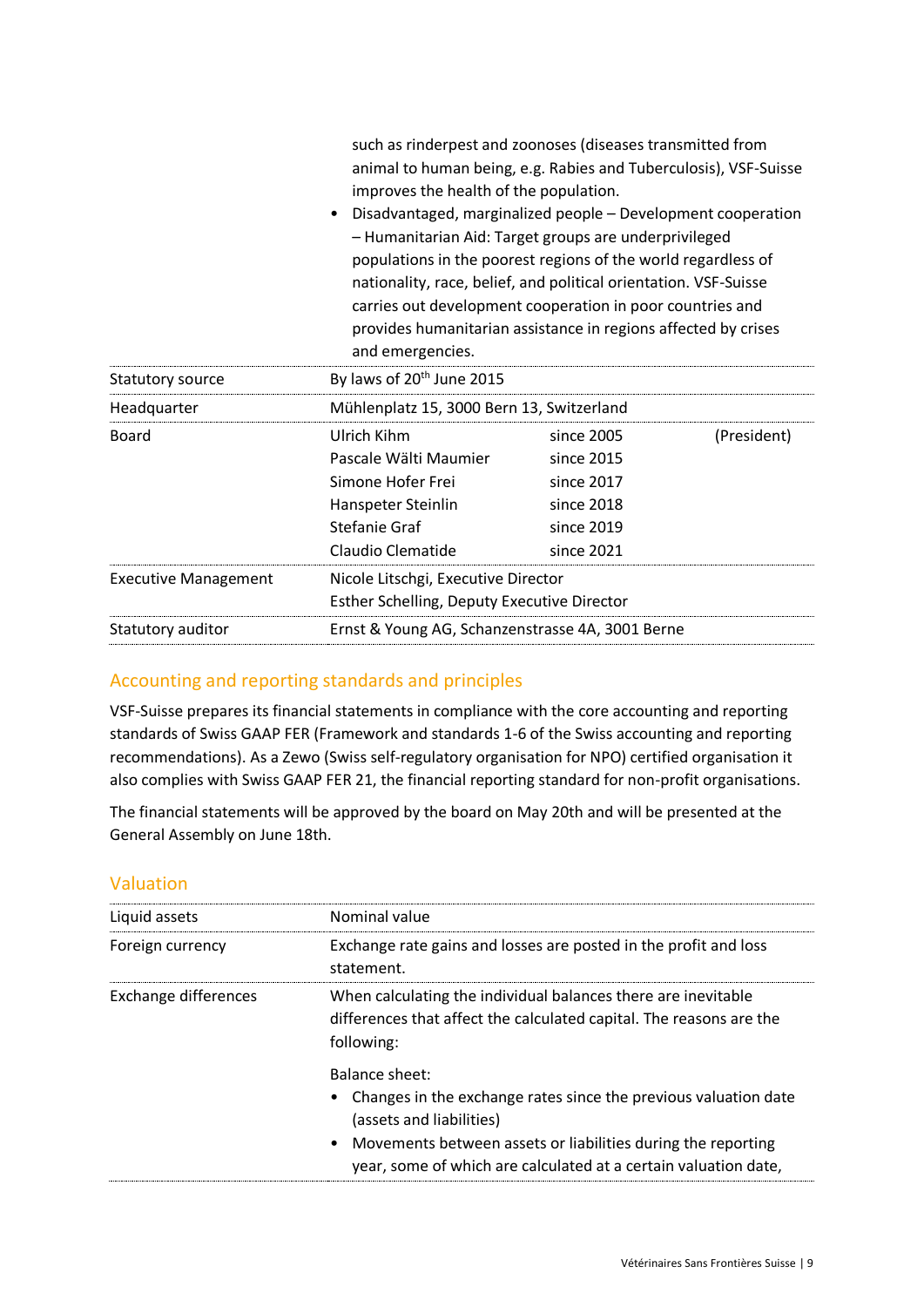|  |  |  |  |
|---|---|---|---|
|  | such as rinderpest and zoonoses (diseases transmitted from animal to human being, e.g. Rabies and Tuberculosis), VSF-Suisse improves the health of the population.<br>• Disadvantaged, marginalized people – Development cooperation – Humanitarian Aid: Target groups are underprivileged populations in the poorest regions of the world regardless of nationality, race, belief, and political orientation. VSF-Suisse carries out development cooperation in poor countries and provides humanitarian assistance in regions affected by crises and emergencies. |  |  |
| Statutory source | By laws of 20th June 2015 |  |  |
| Headquarter | Mühlenplatz 15, 3000 Bern 13, Switzerland |  |  |
| Board | Ulrich Kihm | since 2005 | (President) |
|  | Pascale Wälti Maumier | since 2015 |  |
|  | Simone Hofer Frei | since 2017 |  |
|  | Hanspeter Steinlin | since 2018 |  |
|  | Stefanie Graf | since 2019 |  |
|  | Claudio Clematide | since 2021 |  |
| Executive Management | Nicole Litschgi, Executive Director<br>Esther Schelling, Deputy Executive Director |  |  |
| Statutory auditor | Ernst & Young AG, Schanzenstrasse 4A, 3001 Berne |  |  |

## Accounting and reporting standards and principles

VSF-Suisse prepares its financial statements in compliance with the core accounting and reporting standards of Swiss GAAP FER (Framework and standards 1-6 of the Swiss accounting and reporting recommendations). As a Zewo (Swiss self-regulatory organisation for NPO) certified organisation it also complies with Swiss GAAP FER 21, the financial reporting standard for non-profit organisations.

The financial statements will be approved by the board on May 20th and will be presented at the General Assembly on June 18th.

## Valuation

|  |  |
|---|---|
| Liquid assets | Nominal value |
| Foreign currency | Exchange rate gains and losses are posted in the profit and loss statement. |
| Exchange differences | When calculating the individual balances there are inevitable differences that affect the calculated capital. The reasons are the following:<br><br>Balance sheet:<br>• Changes in the exchange rates since the previous valuation date (assets and liabilities)<br>• Movements between assets or liabilities during the reporting year, some of which are calculated at a certain valuation date, |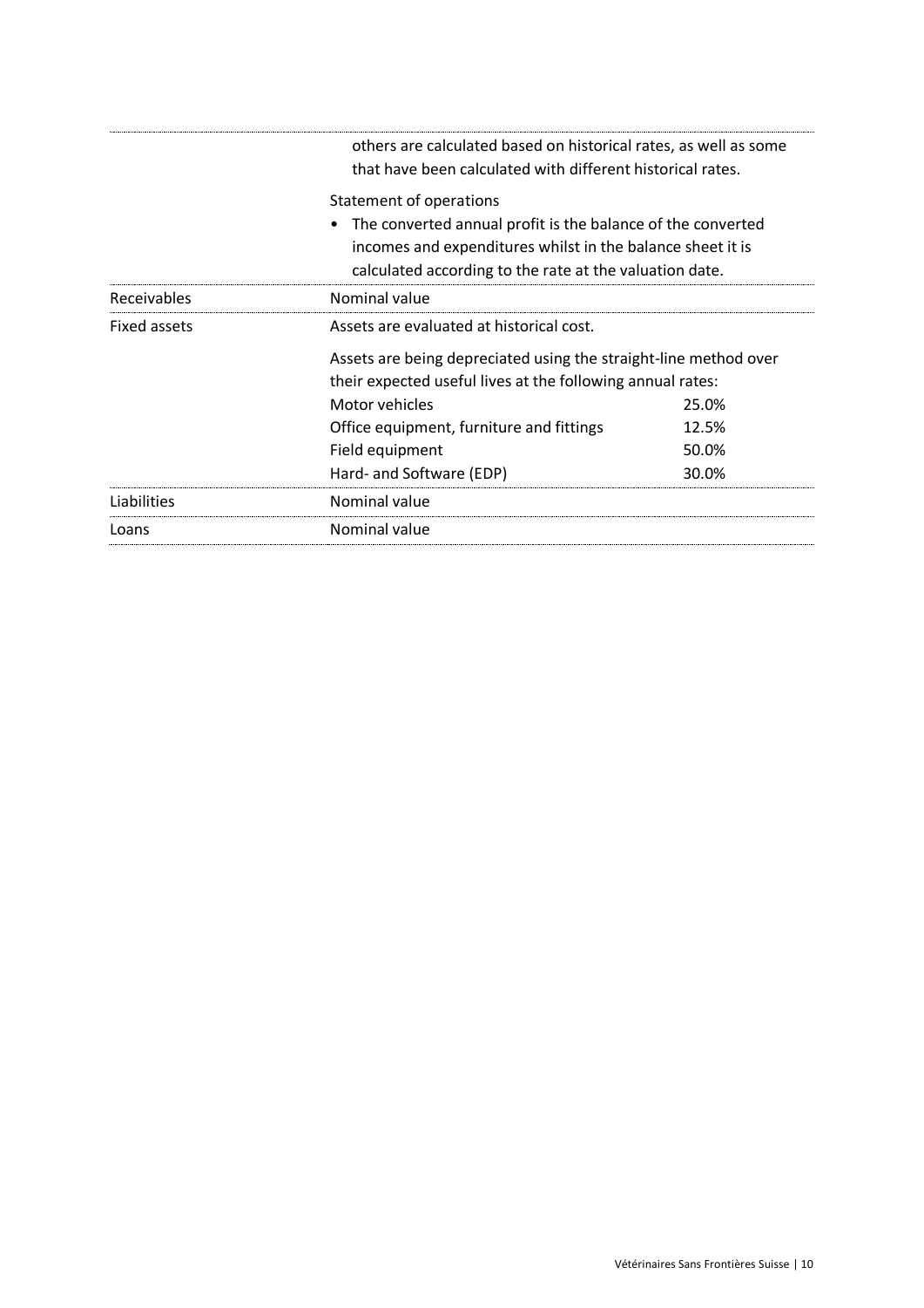| | |
|---|---|
| | others are calculated based on historical rates, as well as some that have been calculated with different historical rates.<br><br>Statement of operations<br>• The converted annual profit is the balance of the converted incomes and expenditures whilst in the balance sheet it is calculated according to the rate at the valuation date. |
| Receivables | Nominal value |
| Fixed assets | Assets are evaluated at historical cost.<br><br>Assets are being depreciated using the straight-line method over their expected useful lives at the following annual rates:<br>Motor vehicles 25.0%<br>Office equipment, furniture and fittings 12.5%<br>Field equipment 50.0%<br>Hard- and Software (EDP) 30.0% |
| Liabilities | Nominal value |
| Loans | Nominal value |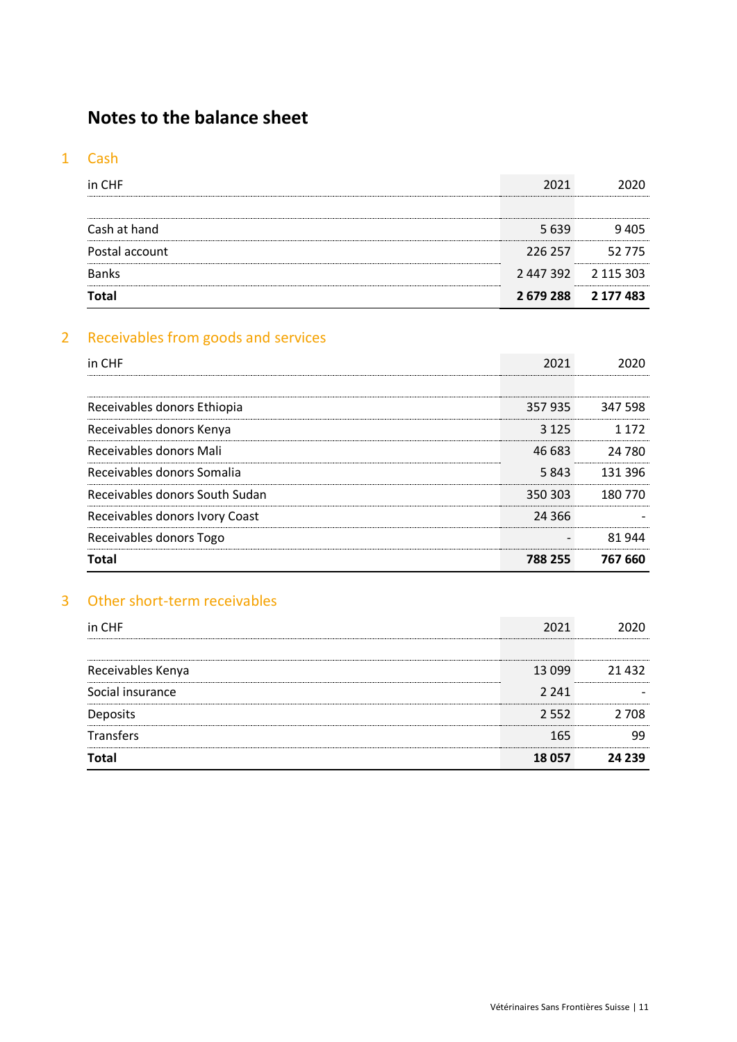# Notes to the balance sheet

## 1 Cash

| in CHF | 2021 | 2020 |
|---|---|---|
| | | |
| Cash at hand | 5 639 | 9 405 |
| Postal account | 226 257 | 52 775 |
| Banks | 2 447 392 | 2 115 303 |
| **Total** | **2 679 288** | **2 177 483** |

## 2 Receivables from goods and services

| in CHF | 2021 | 2020 |
|---|---|---|
| | | |
| Receivables donors Ethiopia | 357 935 | 347 598 |
| Receivables donors Kenya | 3 125 | 1 172 |
| Receivables donors Mali | 46 683 | 24 780 |
| Receivables donors Somalia | 5 843 | 131 396 |
| Receivables donors South Sudan | 350 303 | 180 770 |
| Receivables donors Ivory Coast | 24 366 | - |
| Receivables donors Togo | - | 81 944 |
| **Total** | **788 255** | **767 660** |

## 3 Other short-term receivables

| in CHF | 2021 | 2020 |
|---|---|---|
| | | |
| Receivables Kenya | 13 099 | 21 432 |
| Social insurance | 2 241 | - |
| Deposits | 2 552 | 2 708 |
| Transfers | 165 | 99 |
| **Total** | **18 057** | **24 239** |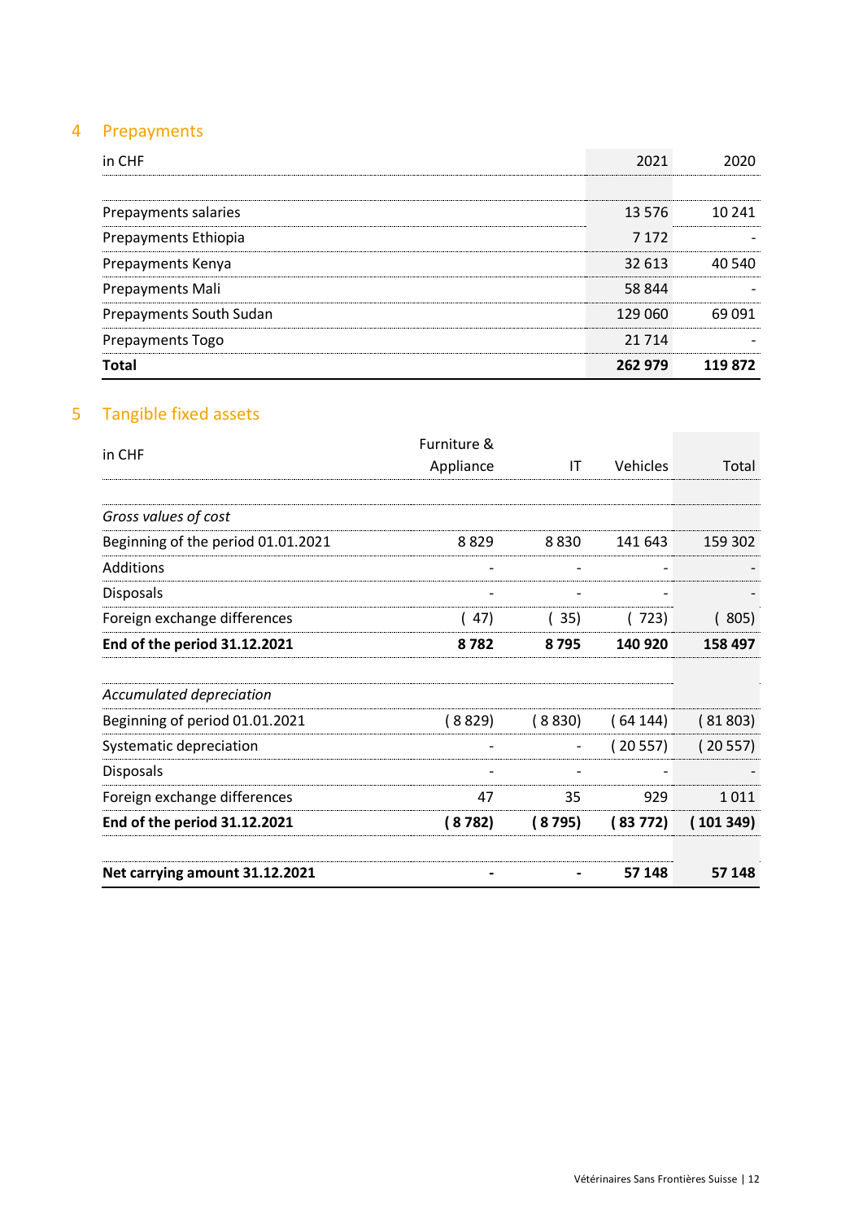## 4 Prepayments

| in CHF | 2021 | 2020 |
|---|---|---|
| | | |
| Prepayments salaries | 13 576 | 10 241 |
| Prepayments Ethiopia | 7 172 | - |
| Prepayments Kenya | 32 613 | 40 540 |
| Prepayments Mali | 58 844 | - |
| Prepayments South Sudan | 129 060 | 69 091 |
| Prepayments Togo | 21 714 | - |
| **Total** | **262 979** | **119 872** |

## 5 Tangible fixed assets

| in CHF | Furniture & Appliance | IT | Vehicles | Total |
|---|---|---|---|---|
| | | | | |
| *Gross values of cost* | | | | |
| Beginning of the period 01.01.2021 | 8 829 | 8 830 | 141 643 | 159 302 |
| Additions | - | - | - | - |
| Disposals | - | - | - | - |
| Foreign exchange differences | ( 47) | ( 35) | ( 723) | ( 805) |
| **End of the period 31.12.2021** | **8 782** | **8 795** | **140 920** | **158 497** |
| | | | | |
| *Accumulated depreciation* | | | | |
| Beginning of period 01.01.2021 | ( 8 829) | ( 8 830) | ( 64 144) | ( 81 803) |
| Systematic depreciation | - | - | ( 20 557) | ( 20 557) |
| Disposals | - | - | - | - |
| Foreign exchange differences | 47 | 35 | 929 | 1 011 |
| **End of the period 31.12.2021** | **( 8 782)** | **( 8 795)** | **( 83 772)** | **( 101 349)** |
| | | | | |
| **Net carrying amount 31.12.2021** | **-** | **-** | **57 148** | **57 148** |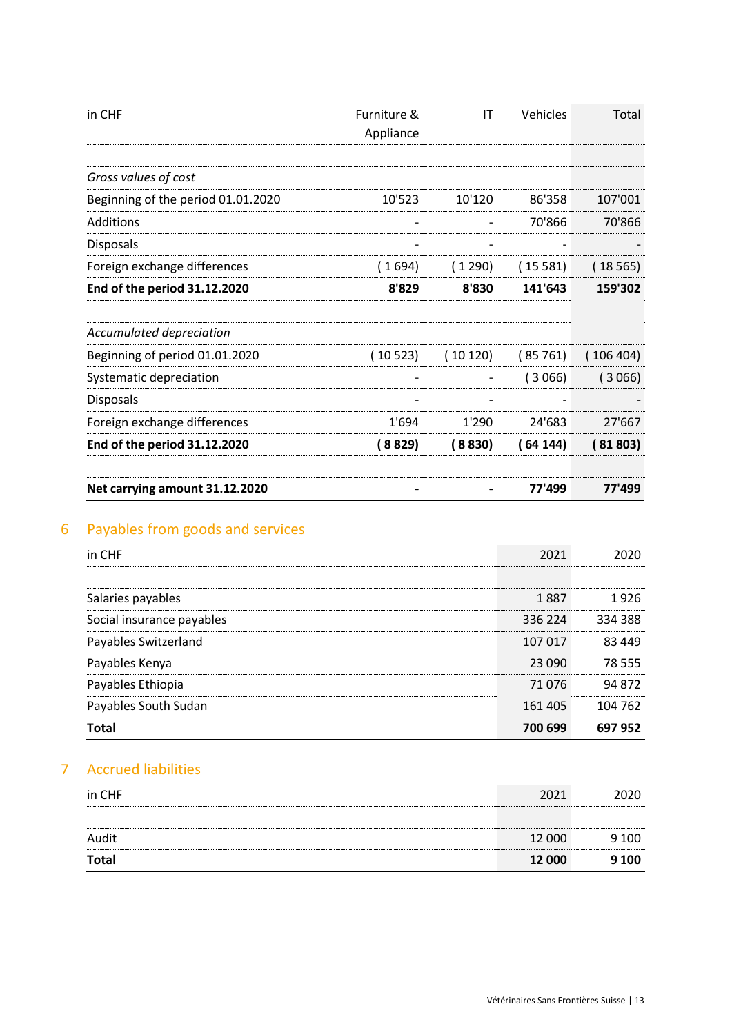| in CHF | Furniture & Appliance | IT | Vehicles | Total |
|---|---|---|---|---|
| *Gross values of cost* | | | | |
| Beginning of the period 01.01.2020 | 10'523 | 10'120 | 86'358 | 107'001 |
| Additions | - | - | 70'866 | 70'866 |
| Disposals | - | - | - | - |
| Foreign exchange differences | ( 1 694) | ( 1 290) | ( 15 581) | ( 18 565) |
| **End of the period 31.12.2020** | **8'829** | **8'830** | **141'643** | **159'302** |
| *Accumulated depreciation* | | | | |
| Beginning of period 01.01.2020 | ( 10 523) | ( 10 120) | ( 85 761) | ( 106 404) |
| Systematic depreciation | - | - | ( 3 066) | ( 3 066) |
| Disposals | - | - | - | - |
| Foreign exchange differences | 1'694 | 1'290 | 24'683 | 27'667 |
| **End of the period 31.12.2020** | **( 8 829)** | **( 8 830)** | **( 64 144)** | **( 81 803)** |
| **Net carrying amount 31.12.2020** | **-** | **-** | **77'499** | **77'499** |

## 6 Payables from goods and services

| in CHF | 2021 | 2020 |
|---|---|---|
| Salaries payables | 1 887 | 1 926 |
| Social insurance payables | 336 224 | 334 388 |
| Payables Switzerland | 107 017 | 83 449 |
| Payables Kenya | 23 090 | 78 555 |
| Payables Ethiopia | 71 076 | 94 872 |
| Payables South Sudan | 161 405 | 104 762 |
| **Total** | **700 699** | **697 952** |

## 7 Accrued liabilities

| in CHF | 2021 | 2020 |
|---|---|---|
| Audit | 12 000 | 9 100 |
| **Total** | **12 000** | **9 100** |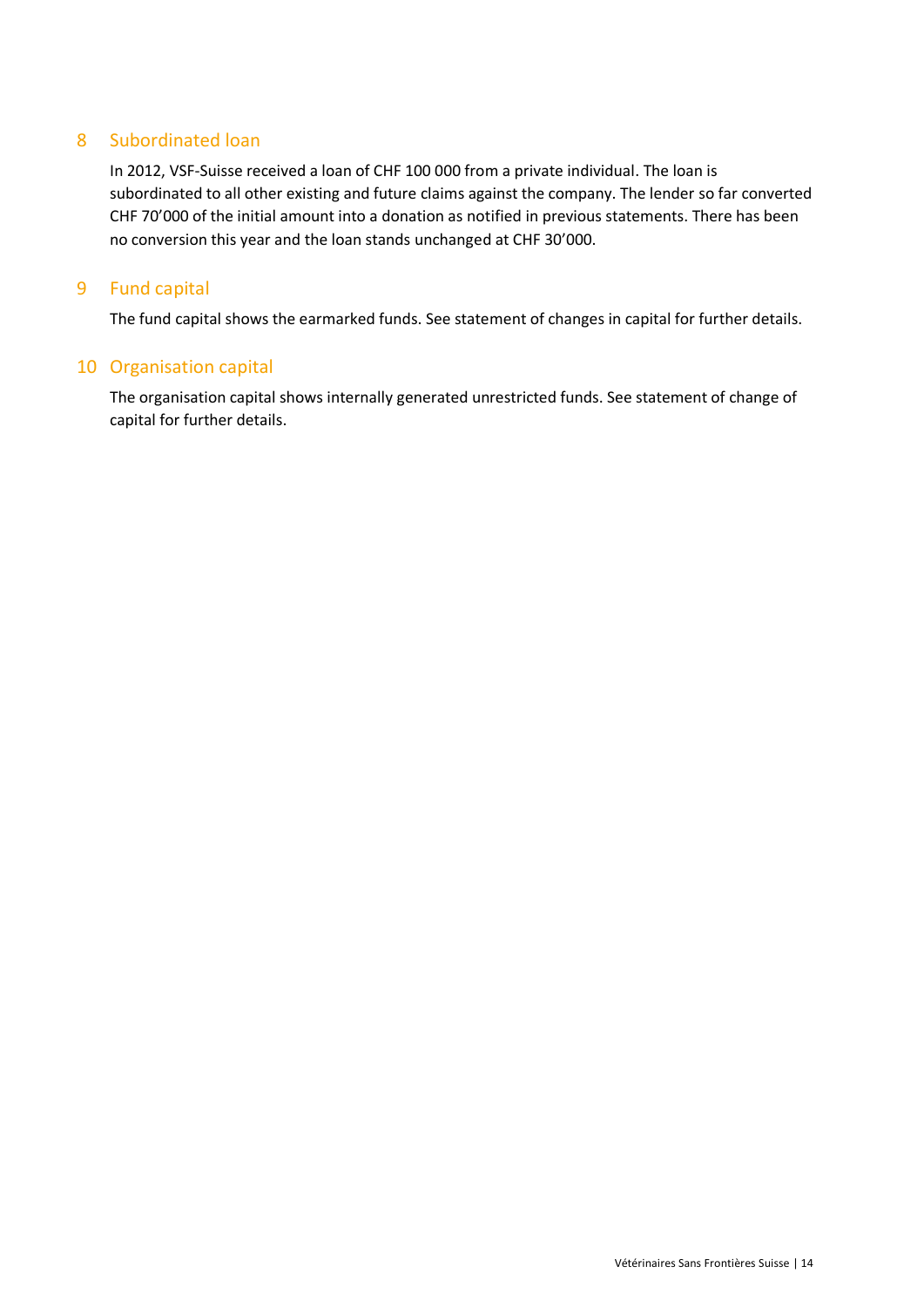## 8 Subordinated loan

In 2012, VSF-Suisse received a loan of CHF 100 000 from a private individual. The loan is subordinated to all other existing and future claims against the company. The lender so far converted CHF 70'000 of the initial amount into a donation as notified in previous statements. There has been no conversion this year and the loan stands unchanged at CHF 30'000.

## 9 Fund capital

The fund capital shows the earmarked funds. See statement of changes in capital for further details.

## 10 Organisation capital

The organisation capital shows internally generated unrestricted funds. See statement of change of capital for further details.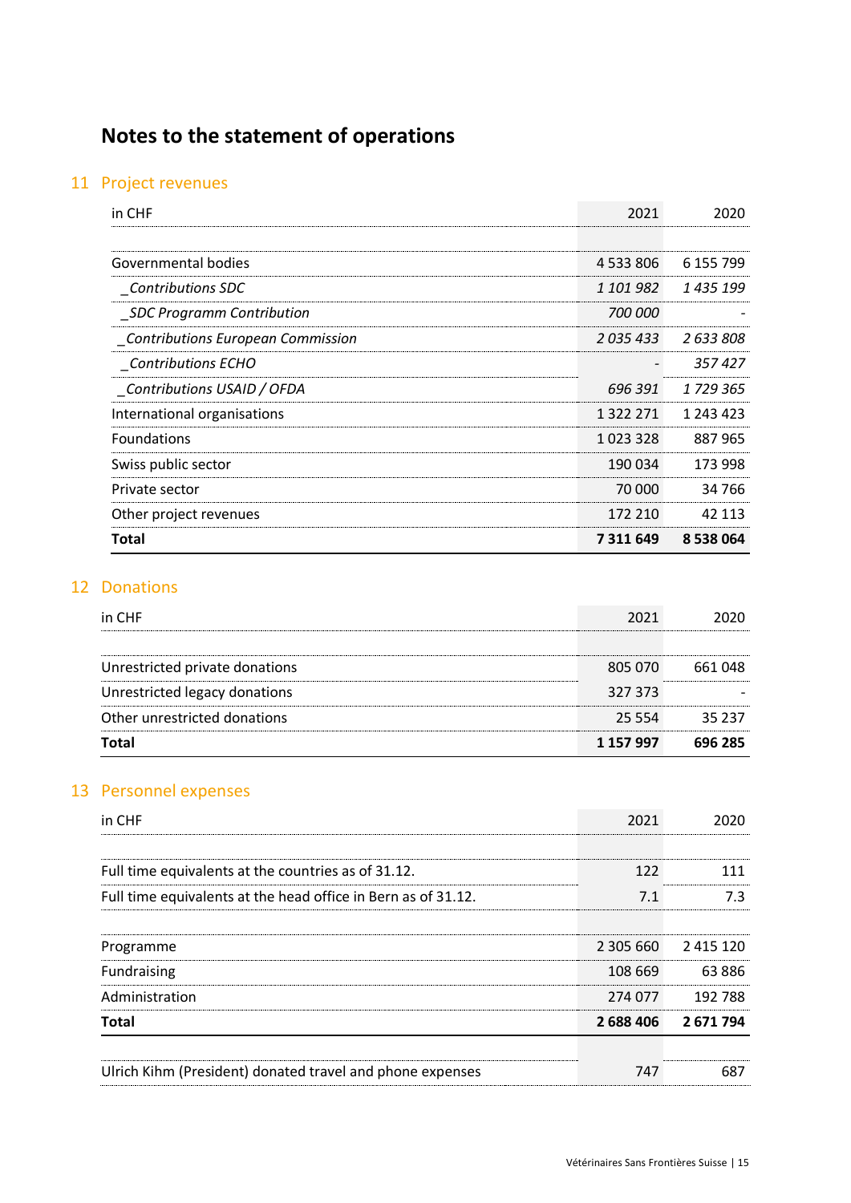# Notes to the statement of operations

## 11 Project revenues

| in CHF | 2021 | 2020 |
|---|---|---|
| | | |
| Governmental bodies | 4 533 806 | 6 155 799 |
| *_Contributions SDC* | *1 101 982* | *1 435 199* |
| *_SDC Programm Contribution* | *700 000* | - |
| *_Contributions European Commission* | *2 035 433* | *2 633 808* |
| *_Contributions ECHO* | - | *357 427* |
| *_Contributions USAID / OFDA* | *696 391* | *1 729 365* |
| International organisations | 1 322 271 | 1 243 423 |
| Foundations | 1 023 328 | 887 965 |
| Swiss public sector | 190 034 | 173 998 |
| Private sector | 70 000 | 34 766 |
| Other project revenues | 172 210 | 42 113 |
| **Total** | **7 311 649** | **8 538 064** |

## 12 Donations

| in CHF | 2021 | 2020 |
|---|---|---|
| | | |
| Unrestricted private donations | 805 070 | 661 048 |
| Unrestricted legacy donations | 327 373 | - |
| Other unrestricted donations | 25 554 | 35 237 |
| **Total** | **1 157 997** | **696 285** |

## 13 Personnel expenses

| in CHF | 2021 | 2020 |
|---|---|---|
| | | |
| Full time equivalents at the countries as of 31.12. | 122 | 111 |
| Full time equivalents at the head office in Bern as of 31.12. | 7.1 | 7.3 |
| | | |
| Programme | 2 305 660 | 2 415 120 |
| Fundraising | 108 669 | 63 886 |
| Administration | 274 077 | 192 788 |
| **Total** | **2 688 406** | **2 671 794** |
| | | |
| Ulrich Kihm (President) donated travel and phone expenses | 747 | 687 |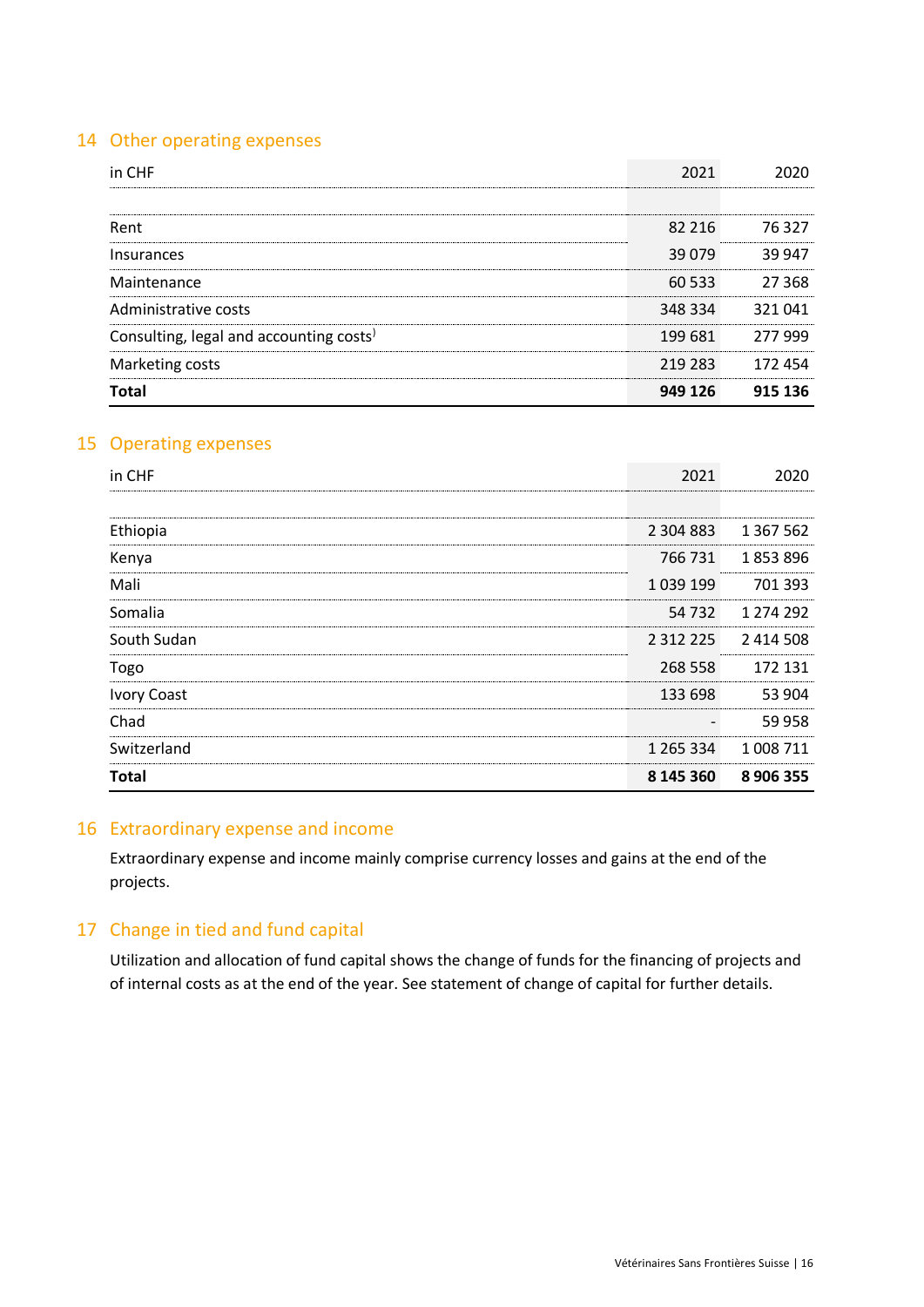## 14 Other operating expenses

| in CHF | 2021 | 2020 |
|---|---|---|
| Rent | 82 216 | 76 327 |
| Insurances | 39 079 | 39 947 |
| Maintenance | 60 533 | 27 368 |
| Administrative costs | 348 334 | 321 041 |
| Consulting, legal and accounting costs) | 199 681 | 277 999 |
| Marketing costs | 219 283 | 172 454 |
| **Total** | **949 126** | **915 136** |

## 15 Operating expenses

| in CHF | 2021 | 2020 |
|---|---|---|
| Ethiopia | 2 304 883 | 1 367 562 |
| Kenya | 766 731 | 1 853 896 |
| Mali | 1 039 199 | 701 393 |
| Somalia | 54 732 | 1 274 292 |
| South Sudan | 2 312 225 | 2 414 508 |
| Togo | 268 558 | 172 131 |
| Ivory Coast | 133 698 | 53 904 |
| Chad | - | 59 958 |
| Switzerland | 1 265 334 | 1 008 711 |
| **Total** | **8 145 360** | **8 906 355** |

## 16 Extraordinary expense and income

Extraordinary expense and income mainly comprise currency losses and gains at the end of the projects.

## 17 Change in tied and fund capital

Utilization and allocation of fund capital shows the change of funds for the financing of projects and of internal costs as at the end of the year. See statement of change of capital for further details.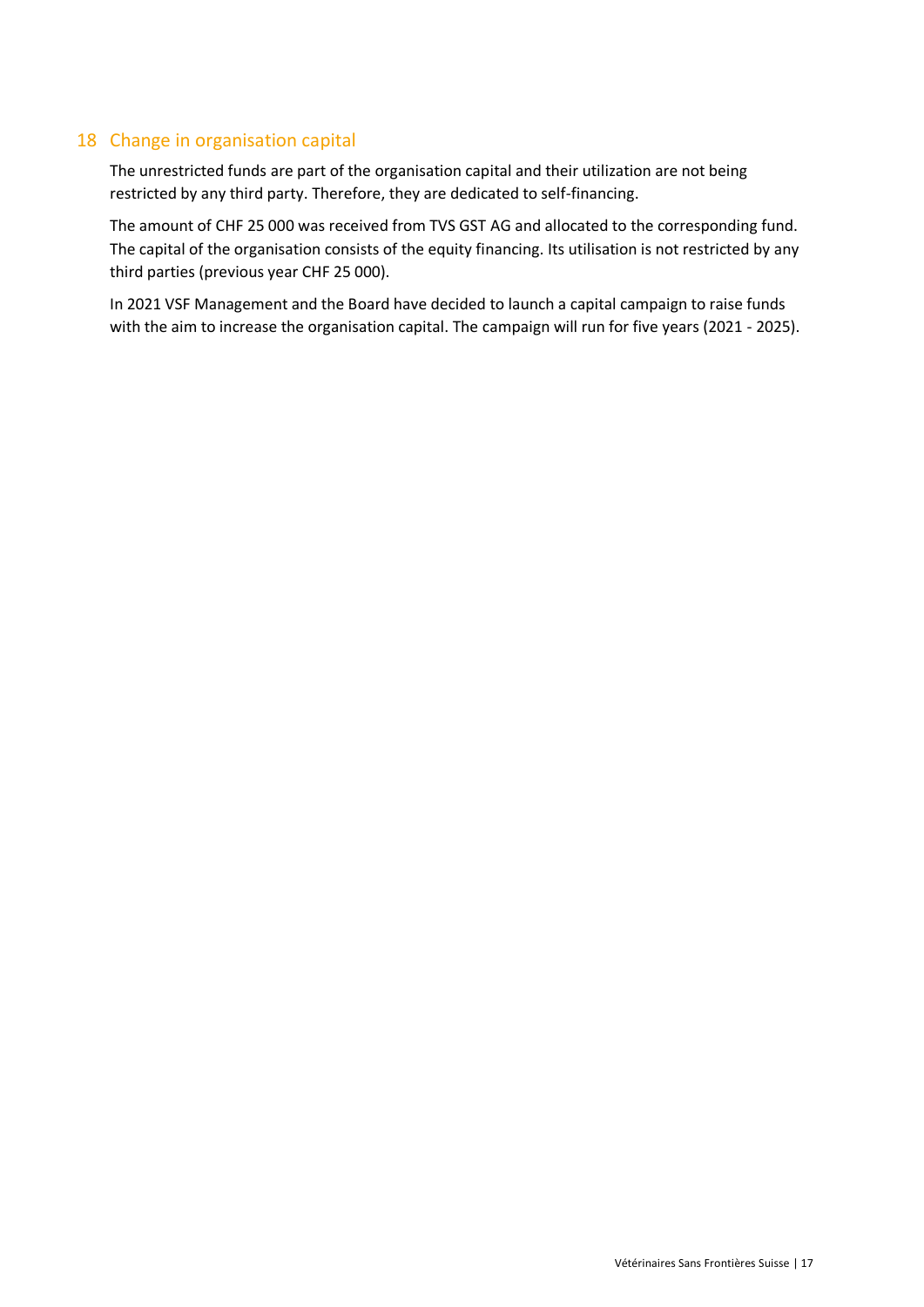## 18 Change in organisation capital

The unrestricted funds are part of the organisation capital and their utilization are not being restricted by any third party. Therefore, they are dedicated to self-financing.

The amount of CHF 25 000 was received from TVS GST AG and allocated to the corresponding fund. The capital of the organisation consists of the equity financing. Its utilisation is not restricted by any third parties (previous year CHF 25 000).

In 2021 VSF Management and the Board have decided to launch a capital campaign to raise funds with the aim to increase the organisation capital. The campaign will run for five years (2021 - 2025).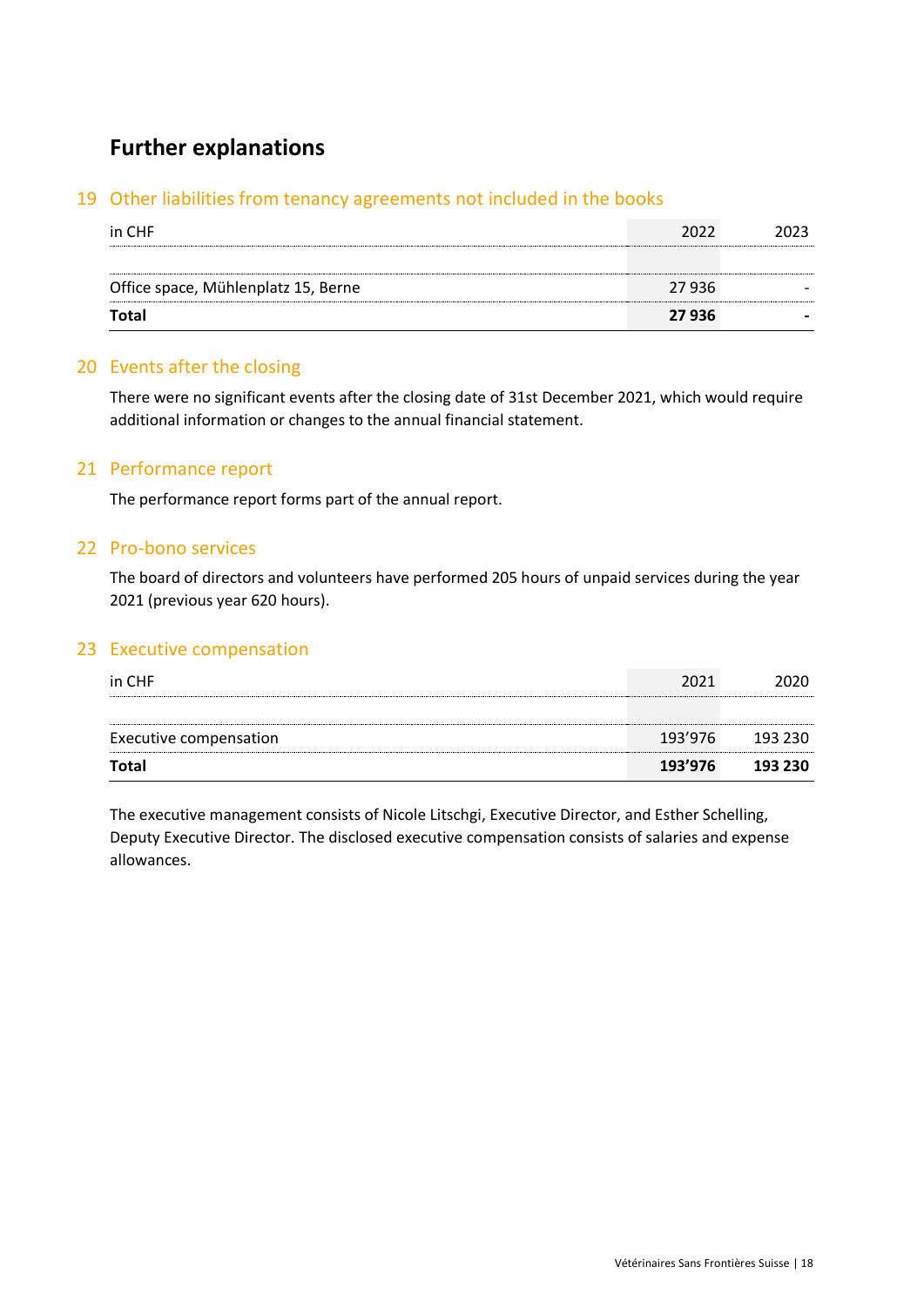## Further explanations

### 19 Other liabilities from tenancy agreements not included in the books

| in CHF | 2022 | 2023 |
|---|---|---|
| | | |
| Office space, Mühlenplatz 15, Berne | 27 936 | - |
| **Total** | **27 936** | **-** |

### 20 Events after the closing

There were no significant events after the closing date of 31st December 2021, which would require additional information or changes to the annual financial statement.

### 21 Performance report

The performance report forms part of the annual report.

### 22 Pro-bono services

The board of directors and volunteers have performed 205 hours of unpaid services during the year 2021 (previous year 620 hours).

### 23 Executive compensation

| in CHF | 2021 | 2020 |
|---|---|---|
| | | |
| Executive compensation | 193’976 | 193 230 |
| **Total** | **193’976** | **193 230** |

The executive management consists of Nicole Litschgi, Executive Director, and Esther Schelling, Deputy Executive Director. The disclosed executive compensation consists of salaries and expense allowances.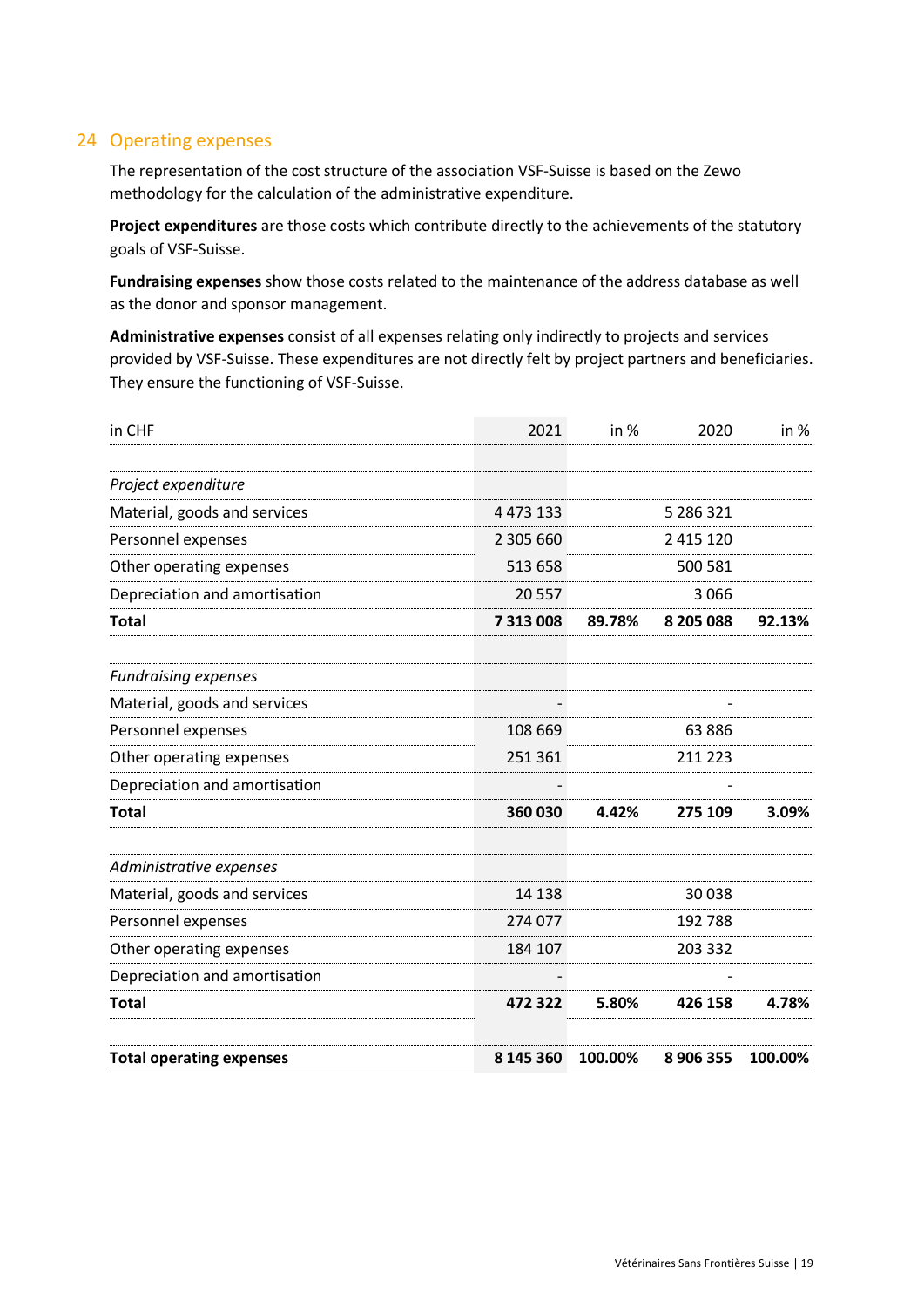## 24 Operating expenses

The representation of the cost structure of the association VSF-Suisse is based on the Zewo methodology for the calculation of the administrative expenditure.

**Project expenditures** are those costs which contribute directly to the achievements of the statutory goals of VSF-Suisse.

**Fundraising expenses** show those costs related to the maintenance of the address database as well as the donor and sponsor management.

**Administrative expenses** consist of all expenses relating only indirectly to projects and services provided by VSF-Suisse. These expenditures are not directly felt by project partners and beneficiaries. They ensure the functioning of VSF-Suisse.

| in CHF | 2021 | in % | 2020 | in % |
|---|---|---|---|---|
| *Project expenditure* | | | | |
| Material, goods and services | 4 473 133 | | 5 286 321 | |
| Personnel expenses | 2 305 660 | | 2 415 120 | |
| Other operating expenses | 513 658 | | 500 581 | |
| Depreciation and amortisation | 20 557 | | 3 066 | |
| **Total** | **7 313 008** | **89.78%** | **8 205 088** | **92.13%** |
| *Fundraising expenses* | | | | |
| Material, goods and services | - | | - | |
| Personnel expenses | 108 669 | | 63 886 | |
| Other operating expenses | 251 361 | | 211 223 | |
| Depreciation and amortisation | - | | - | |
| **Total** | **360 030** | **4.42%** | **275 109** | **3.09%** |
| *Administrative expenses* | | | | |
| Material, goods and services | 14 138 | | 30 038 | |
| Personnel expenses | 274 077 | | 192 788 | |
| Other operating expenses | 184 107 | | 203 332 | |
| Depreciation and amortisation | - | | - | |
| **Total** | **472 322** | **5.80%** | **426 158** | **4.78%** |
| **Total operating expenses** | **8 145 360** | **100.00%** | **8 906 355** | **100.00%** |